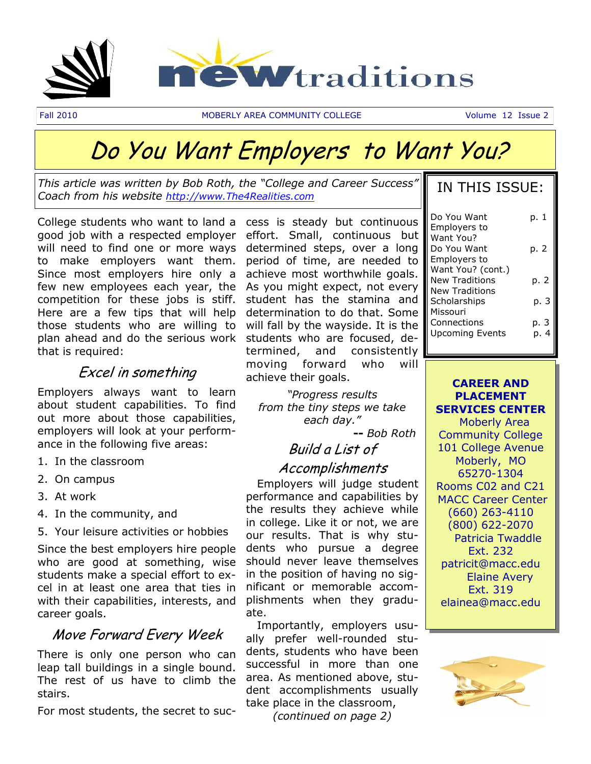# new traditions

Fall 2010 MOBERLY AREA COMMUNITY COLLEGE Volume 12 Issue 2

# Do You Want Employers to Want You?

*This article was written by Bob Roth, the "College and Career Success" Coach from his website [http://www.The4Realities.com](http://www.The4Realities.com)*

College students who want to land a good job with a respected employer will need to find one or more ways to make employers want them. Since most employers hire only a few new employees each year, the competition for these jobs is stiff. Here are a few tips that will help those students who are willing to plan ahead and do the serious work that is required:

## Excel in something

Employers always want to learn about student capabilities. To find out more about those capabilities, employers will look at your performance in the following five areas:

1. In the classroom
2. On campus
3. At work
4. In the community, and
5. Your leisure activities or hobbies

Since the best employers hire people who are good at something, wise students make a special effort to excel in at least one area that ties in with their capabilities, interests, and career goals.

## Move Forward Every Week

There is only one person who can leap tall buildings in a single bound. The rest of us have to climb the stairs.

For most students, the secret to success is steady but continuous effort. Small, continuous but determined steps, over a long period of time, are needed to achieve most worthwhile goals. As you might expect, not every student has the stamina and determination to do that. Some will fall by the wayside. It is the students who are focused, determined, and consistently moving forward who will achieve their goals.

*"Progress results from the tiny steps we take each day."*

**--** *Bob Roth*

## Build a List of Accomplishments

Employers will judge student performance and capabilities by the results they achieve while in college. Like it or not, we are our results. That is why students who pursue a degree should never leave themselves in the position of having no significant or memorable accomplishments when they graduate.

Importantly, employers usually prefer well-rounded students, students who have been successful in more than one area. As mentioned above, student accomplishments usually take place in the classroom,

*(continued on page 2)*

---

**IN THIS ISSUE:**

| | |
|---|---|
| Do You Want Employers to Want You? | p. 1 |
| Do You Want Employers to Want You? (cont.) | p. 2 |
| New Traditions | p. 2 |
| New Traditions Scholarships | p. 3 |
| Missouri Connections | p. 3 |
| Upcoming Events | p. 4 |

---

**CAREER AND PLACEMENT SERVICES CENTER**

Moberly Area Community College
101 College Avenue
Moberly, MO 65270-1304
Rooms C02 and C21
MACC Career Center
(660) 263-4110
(800) 622-2070
Patricia Twaddle
Ext. 232
patricit@macc.edu
Elaine Avery
Ext. 319
elainea@macc.edu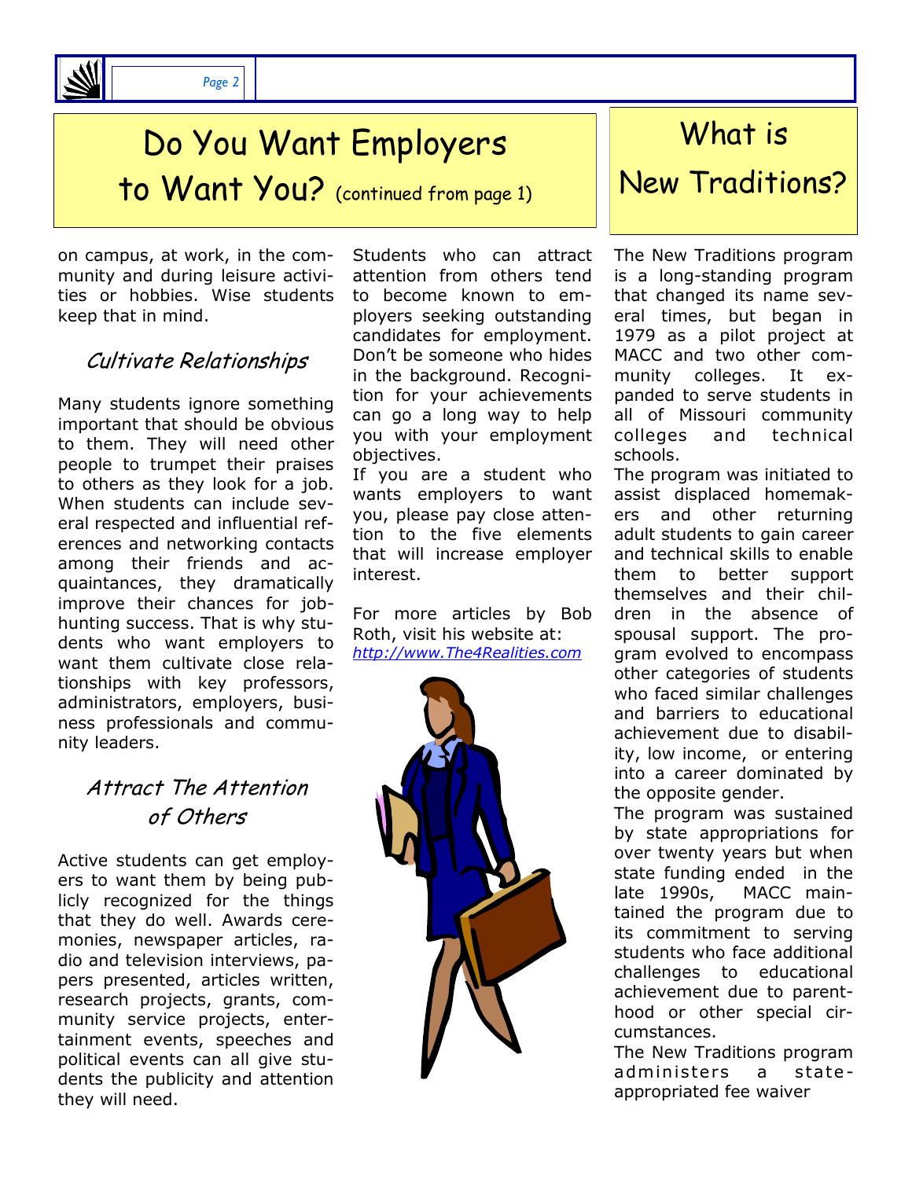# Do You Want Employers to Want You? (continued from page 1)

on campus, at work, in the community and during leisure activities or hobbies. Wise students keep that in mind.

## *Cultivate Relationships*

Many students ignore something important that should be obvious to them. They will need other people to trumpet their praises to others as they look for a job. When students can include several respected and influential references and networking contacts among their friends and acquaintances, they dramatically improve their chances for job-hunting success. That is why students who want employers to want them cultivate close relationships with key professors, administrators, employers, business professionals and community leaders.

## *Attract The Attention of Others*

Active students can get employers to want them by being publicly recognized for the things that they do well. Awards ceremonies, newspaper articles, radio and television interviews, papers presented, articles written, research projects, grants, community service projects, entertainment events, speeches and political events can all give students the publicity and attention they will need.

Students who can attract attention from others tend to become known to employers seeking outstanding candidates for employment. Don't be someone who hides in the background. Recognition for your achievements can go a long way to help you with your employment objectives.

If you are a student who wants employers to want you, please pay close attention to the five elements that will increase employer interest.

For more articles by Bob Roth, visit his website at: *http://www.The4Realities.com*

# What is New Traditions?

The New Traditions program is a long-standing program that changed its name several times, but began in 1979 as a pilot project at MACC and two other community colleges. It expanded to serve students in all of Missouri community colleges and technical schools.

The program was initiated to assist displaced homemakers and other returning adult students to gain career and technical skills to enable them to better support themselves and their children in the absence of spousal support. The program evolved to encompass other categories of students who faced similar challenges and barriers to educational achievement due to disability, low income, or entering into a career dominated by the opposite gender.

The program was sustained by state appropriations for over twenty years but when state funding ended in the late 1990s, MACC maintained the program due to its commitment to serving students who face additional challenges to educational achievement due to parenthood or other special circumstances.

The New Traditions program administers a state-appropriated fee waiver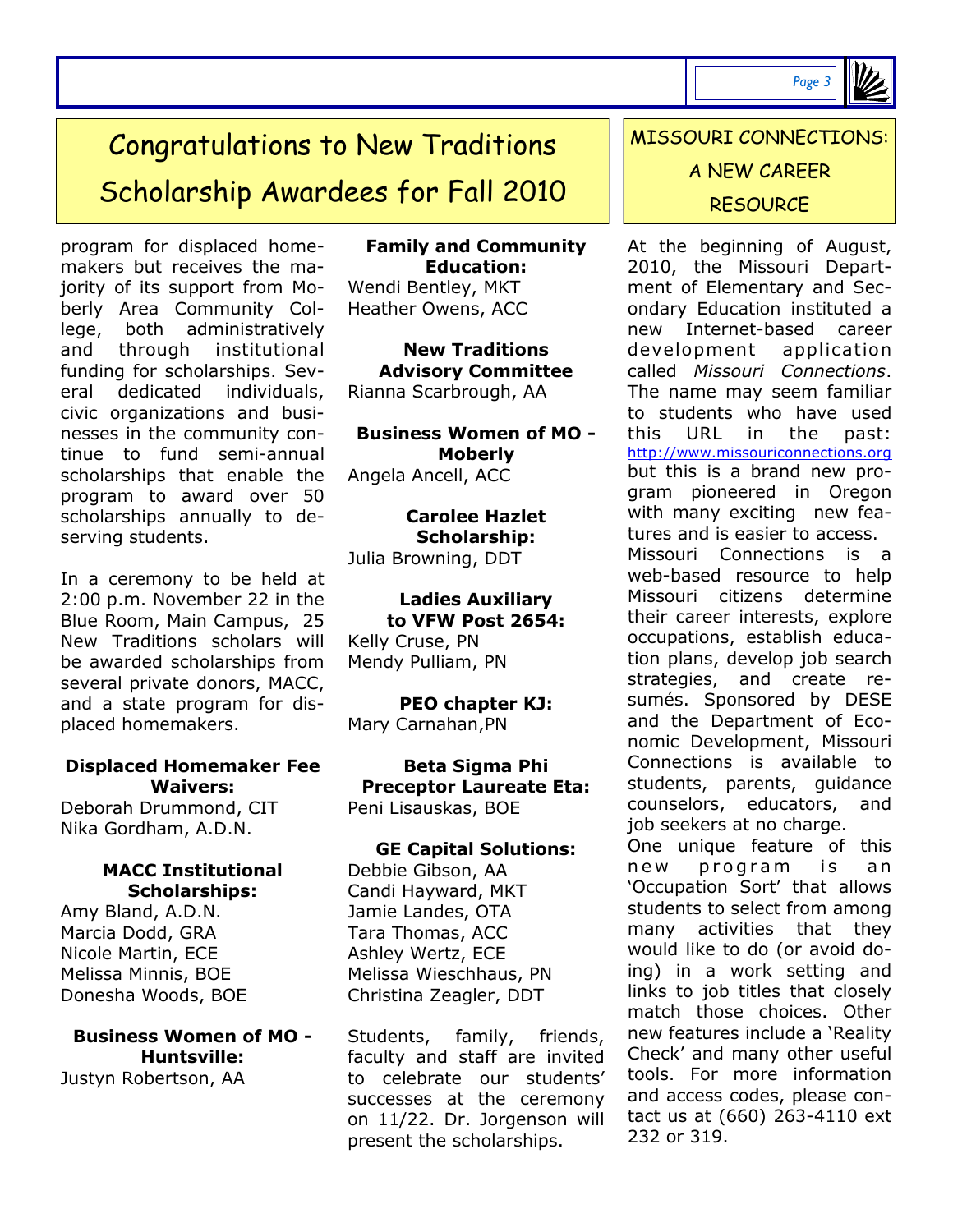# Congratulations to New Traditions Scholarship Awardees for Fall 2010

program for displaced homemakers but receives the majority of its support from Moberly Area Community College, both administratively and through institutional funding for scholarships. Several dedicated individuals, civic organizations and businesses in the community continue to fund semi-annual scholarships that enable the program to award over 50 scholarships annually to deserving students.

In a ceremony to be held at 2:00 p.m. November 22 in the Blue Room, Main Campus, 25 New Traditions scholars will be awarded scholarships from several private donors, MACC, and a state program for displaced homemakers.

**Displaced Homemaker Fee Waivers:**
Deborah Drummond, CIT
Nika Gordham, A.D.N.

**MACC Institutional Scholarships:**
Amy Bland, A.D.N.
Marcia Dodd, GRA
Nicole Martin, ECE
Melissa Minnis, BOE
Donesha Woods, BOE

**Business Women of MO - Huntsville:**
Justyn Robertson, AA

**Family and Community Education:**
Wendi Bentley, MKT
Heather Owens, ACC

**New Traditions Advisory Committee**
Rianna Scarbrough, AA

**Business Women of MO - Moberly**
Angela Ancell, ACC

**Carolee Hazlet Scholarship:**
Julia Browning, DDT

**Ladies Auxiliary to VFW Post 2654:**
Kelly Cruse, PN
Mendy Pulliam, PN

**PEO chapter KJ:**
Mary Carnahan,PN

**Beta Sigma Phi Preceptor Laureate Eta:**
Peni Lisauskas, BOE

**GE Capital Solutions:**
Debbie Gibson, AA
Candi Hayward, MKT
Jamie Landes, OTA
Tara Thomas, ACC
Ashley Wertz, ECE
Melissa Wieschhaus, PN
Christina Zeagler, DDT

Students, family, friends, faculty and staff are invited to celebrate our students' successes at the ceremony on 11/22. Dr. Jorgenson will present the scholarships.

# MISSOURI CONNECTIONS: A NEW CAREER RESOURCE

At the beginning of August, 2010, the Missouri Department of Elementary and Secondary Education instituted a new Internet-based career development application called *Missouri Connections*. The name may seem familiar to students who have used this URL in the past: http://www.missouriconnections.org but this is a brand new program pioneered in Oregon with many exciting new features and is easier to access.

Missouri Connections is a web-based resource to help Missouri citizens determine their career interests, explore occupations, establish education plans, develop job search strategies, and create resumés. Sponsored by DESE and the Department of Economic Development, Missouri Connections is available to students, parents, guidance counselors, educators, and job seekers at no charge.

One unique feature of this new program is an 'Occupation Sort' that allows students to select from among many activities that they would like to do (or avoid doing) in a work setting and links to job titles that closely match those choices. Other new features include a 'Reality Check' and many other useful tools. For more information and access codes, please contact us at (660) 263-4110 ext 232 or 319.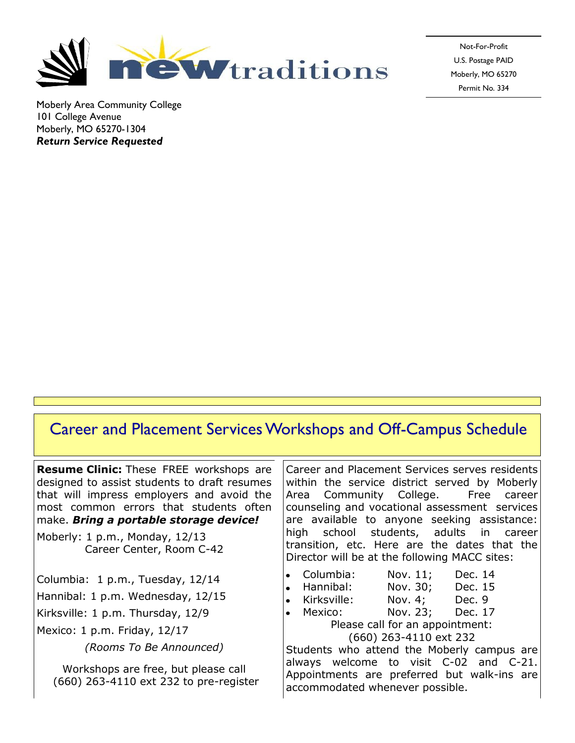# newtraditions

Not-For-Profit
U.S. Postage PAID
Moberly, MO 65270
Permit No. 334

Moberly Area Community College
101 College Avenue
Moberly, MO 65270-1304
***Return Service Requested***

## Career and Placement Services Workshops and Off-Campus Schedule

**Resume Clinic:** These FREE workshops are designed to assist students to draft resumes that will impress employers and avoid the most common errors that students often make. ***Bring a portable storage device!***

Moberly: 1 p.m., Monday, 12/13
Career Center, Room C-42

Columbia: 1 p.m., Tuesday, 12/14

Hannibal: 1 p.m. Wednesday, 12/15

Kirksville: 1 p.m. Thursday, 12/9

Mexico: 1 p.m. Friday, 12/17

*(Rooms To Be Announced)*

Workshops are free, but please call (660) 263-4110 ext 232 to pre-register

Career and Placement Services serves residents within the service district served by Moberly Area Community College. Free career counseling and vocational assessment services are available to anyone seeking assistance: high school students, adults in career transition, etc. Here are the dates that the Director will be at the following MACC sites:

- Columbia: Nov. 11; Dec. 14
- Hannibal: Nov. 30; Dec. 15
- Kirksville: Nov. 4; Dec. 9
- Mexico: Nov. 23; Dec. 17

Please call for an appointment:
(660) 263-4110 ext 232

Students who attend the Moberly campus are always welcome to visit C-02 and C-21. Appointments are preferred but walk-ins are accommodated whenever possible.